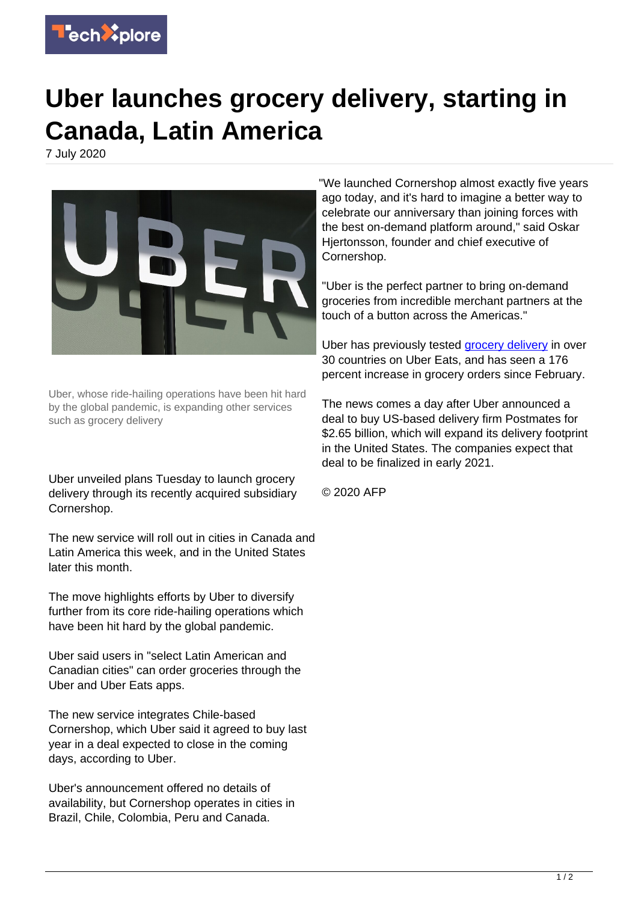# Uber launches grocery delivery, starting in Canada, Latin America

7 July 2020

Uber, whose ride-hailing operations have been hit hard by the global pandemic, is expanding other services such as grocery delivery

Uber unveiled plans Tuesday to launch grocery delivery through its recently acquired subsidiary Cornershop.

The new service will roll out in cities in Canada and Latin America this week, and in the United States later this month.

The move highlights efforts by Uber to diversify further from its core ride-hailing operations which have been hit hard by the global pandemic.

Uber said users in "select Latin American and Canadian cities" can order groceries through the Uber and Uber Eats apps.

The new service integrates Chile-based Cornershop, which Uber said it agreed to buy last year in a deal expected to close in the coming days, according to Uber.

Uber's announcement offered no details of availability, but Cornershop operates in cities in Brazil, Chile, Colombia, Peru and Canada.

"We launched Cornershop almost exactly five years ago today, and it's hard to imagine a better way to celebrate our anniversary than joining forces with the best on-demand platform around," said Oskar Hjertonsson, founder and chief executive of Cornershop.

"Uber is the perfect partner to bring on-demand groceries from incredible merchant partners at the touch of a button across the Americas."

Uber has previously tested grocery delivery in over 30 countries on Uber Eats, and has seen a 176 percent increase in grocery orders since February.

The news comes a day after Uber announced a deal to buy US-based delivery firm Postmates for $2.65 billion, which will expand its delivery footprint in the United States. The companies expect that deal to be finalized in early 2021.

© 2020 AFP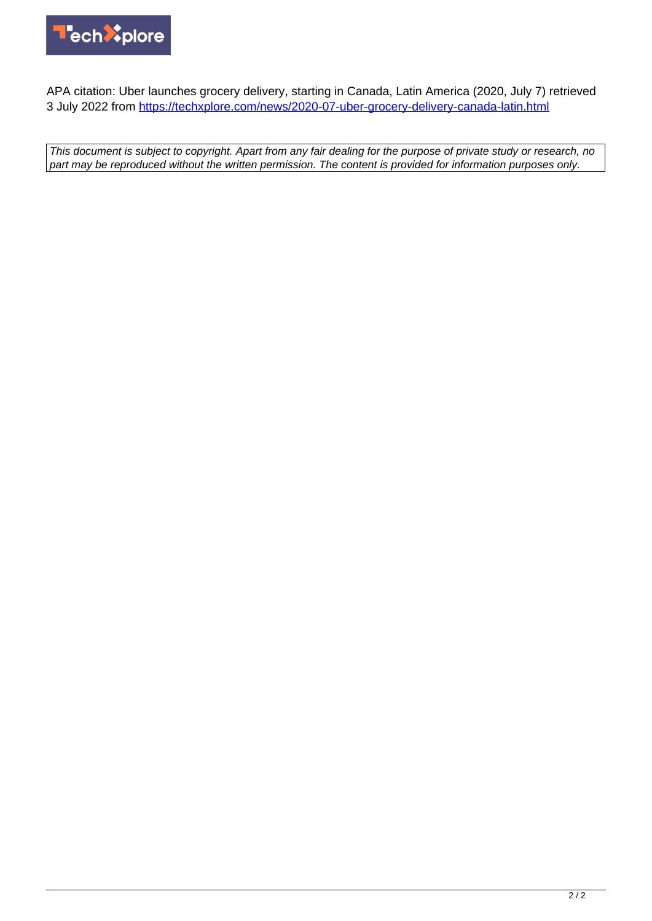APA citation: Uber launches grocery delivery, starting in Canada, Latin America (2020, July 7) retrieved 3 July 2022 from https://techxplore.com/news/2020-07-uber-grocery-delivery-canada-latin.html

*This document is subject to copyright. Apart from any fair dealing for the purpose of private study or research, no part may be reproduced without the written permission. The content is provided for information purposes only.*